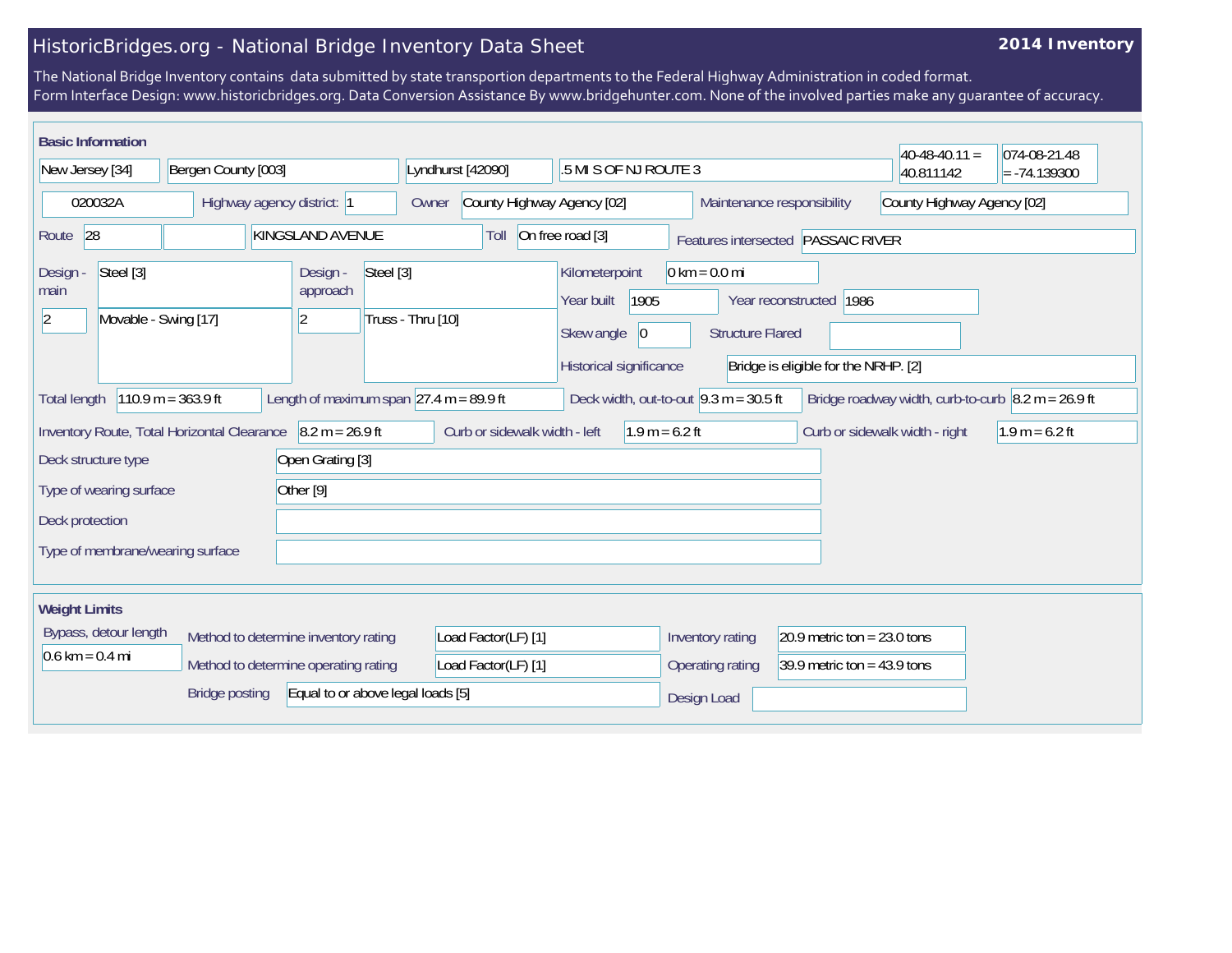# HistoricBridges.org - National Bridge Inventory Data Sheet

**2014 Inventory**

The National Bridge Inventory contains data submitted by state transportion departments to the Federal Highway Administration in coded format.
Form Interface Design: www.historicbridges.org. Data Conversion Assistance By www.bridgehunter.com. None of the involved parties make any guarantee of accuracy.

## Basic Information

| | |
|---|---|
| State | New Jersey [34] |
| County | Bergen County [003] |
| Place | Lyndhurst [42090] |
| Location | .5 MI S OF NJ ROUTE 3 |
| Latitude | 40-48-40.11 = 40.811142 |
| Longitude | 074-08-21.48 = -74.139300 |
| Structure Number | 020032A |
| Highway agency district: | 1 |
| Owner | County Highway Agency [02] |
| Maintenance responsibility | County Highway Agency [02] |
| Route | 28 |
| Facility Carried | KINGSLAND AVENUE |
| Toll | On free road [3] |
| Features intersected | PASSAIC RIVER |
| Design - main | Steel [3]; 2; Movable - Swing [17] |
| Design - approach | Steel [3]; 2; Truss - Thru [10] |
| Kilometerpoint | 0 km = 0.0 mi |
| Year built | 1905 |
| Year reconstructed | 1986 |
| Skew angle | 0 |
| Structure Flared | |
| Historical significance | Bridge is eligible for the NRHP. [2] |
| Total length | 110.9 m = 363.9 ft |
| Length of maximum span | 27.4 m = 89.9 ft |
| Deck width, out-to-out | 9.3 m = 30.5 ft |
| Bridge roadway width, curb-to-curb | 8.2 m = 26.9 ft |
| Inventory Route, Total Horizontal Clearance | 8.2 m = 26.9 ft |
| Curb or sidewalk width - left | 1.9 m = 6.2 ft |
| Curb or sidewalk width - right | 1.9 m = 6.2 ft |
| Deck structure type | Open Grating [3] |
| Type of wearing surface | Other [9] |
| Deck protection | |
| Type of membrane/wearing surface | |

## Weight Limits

| | |
|---|---|
| Bypass, detour length | 0.6 km = 0.4 mi |
| Method to determine inventory rating | Load Factor(LF) [1] |
| Method to determine operating rating | Load Factor(LF) [1] |
| Bridge posting | Equal to or above legal loads [5] |
| Inventory rating | 20.9 metric ton = 23.0 tons |
| Operating rating | 39.9 metric ton = 43.9 tons |
| Design Load | |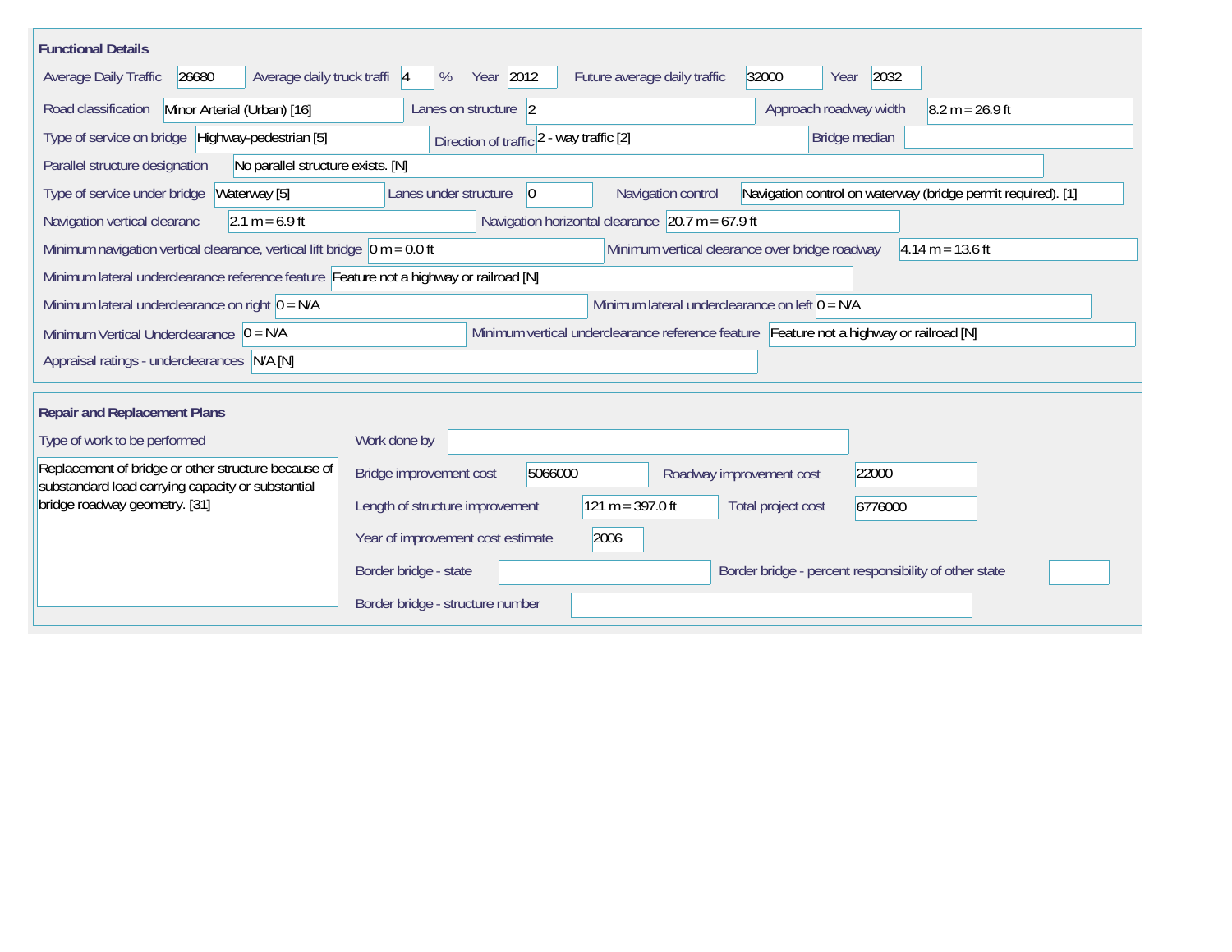## Functional Details

Average Daily Traffic: 26680
Average daily truck traffi: 4 %
Year: 2012
Future average daily traffic: 32000
Year: 2032

Road classification: Minor Arterial (Urban) [16]
Lanes on structure: 2
Approach roadway width: 8.2 m = 26.9 ft

Type of service on bridge: Highway-pedestrian [5]
Direction of traffic: 2 - way traffic [2]
Bridge median:

Parallel structure designation: No parallel structure exists. [N]

Type of service under bridge: Waterway [5]
Lanes under structure: 0
Navigation control: Navigation control on waterway (bridge permit required). [1]

Navigation vertical clearanc: 2.1 m = 6.9 ft
Navigation horizontal clearance: 20.7 m = 67.9 ft

Minimum navigation vertical clearance, vertical lift bridge: 0 m = 0.0 ft
Minimum vertical clearance over bridge roadway: 4.14 m = 13.6 ft

Minimum lateral underclearance reference feature: Feature not a highway or railroad [N]

Minimum lateral underclearance on right: 0 = N/A
Minimum lateral underclearance on left: 0 = N/A

Minimum Vertical Underclearance: 0 = N/A
Minimum vertical underclearance reference feature: Feature not a highway or railroad [N]

Appraisal ratings - underclearances: N/A [N]

## Repair and Replacement Plans

Type of work to be performed:
Replacement of bridge or other structure because of substandard load carrying capacity or substantial bridge roadway geometry. [31]

Work done by:

Bridge improvement cost: 5066000
Roadway improvement cost: 22000

Length of structure improvement: 121 m = 397.0 ft
Total project cost: 6776000

Year of improvement cost estimate: 2006

Border bridge - state:
Border bridge - percent responsibility of other state:

Border bridge - structure number: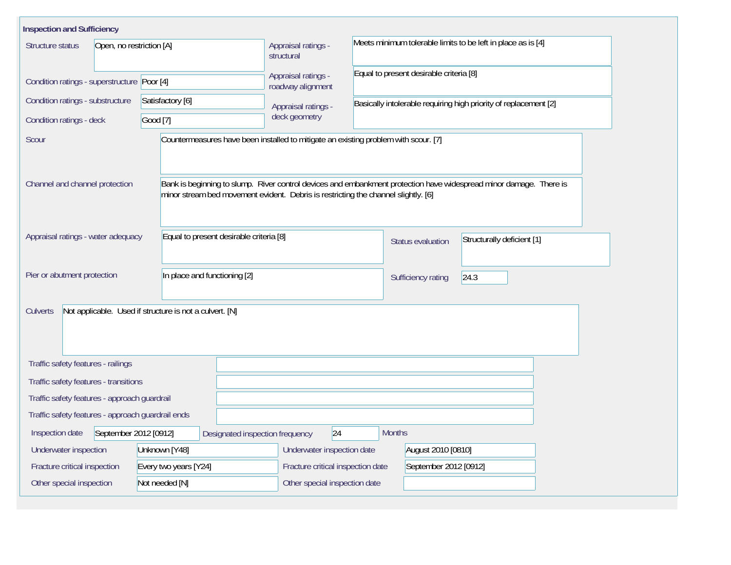## Inspection and Sufficiency

| Field | Value |
| --- | --- |
| Structure status | Open, no restriction [A] |
| Condition ratings - superstructure | Poor [4] |
| Condition ratings - substructure | Satisfactory [6] |
| Condition ratings - deck | Good [7] |
| Appraisal ratings - structural | Meets minimum tolerable limits to be left in place as is [4] |
| Appraisal ratings - roadway alignment | Equal to present desirable criteria [8] |
| Appraisal ratings - deck geometry | Basically intolerable requiring high priority of replacement [2] |
| Scour | Countermeasures have been installed to mitigate an existing problem with scour. [7] |
| Channel and channel protection | Bank is beginning to slump. River control devices and embankment protection have widespread minor damage. There is minor stream bed movement evident. Debris is restricting the channel slightly. [6] |
| Appraisal ratings - water adequacy | Equal to present desirable criteria [8] |
| Pier or abutment protection | In place and functioning [2] |
| Status evaluation | Structurally deficient [1] |
| Sufficiency rating | 24.3 |
| Culverts | Not applicable. Used if structure is not a culvert. [N] |
| Traffic safety features - railings | |
| Traffic safety features - transitions | |
| Traffic safety features - approach guardrail | |
| Traffic safety features - approach guardrail ends | |

| Field | Value | Field | Value |
| --- | --- | --- | --- |
| Inspection date | September 2012 [0912] | Designated inspection frequency | 24 Months |
| Underwater inspection | Unknown [Y48] | Underwater inspection date | August 2010 [0810] |
| Fracture critical inspection | Every two years [Y24] | Fracture critical inspection date | September 2012 [0912] |
| Other special inspection | Not needed [N] | Other special inspection date | |